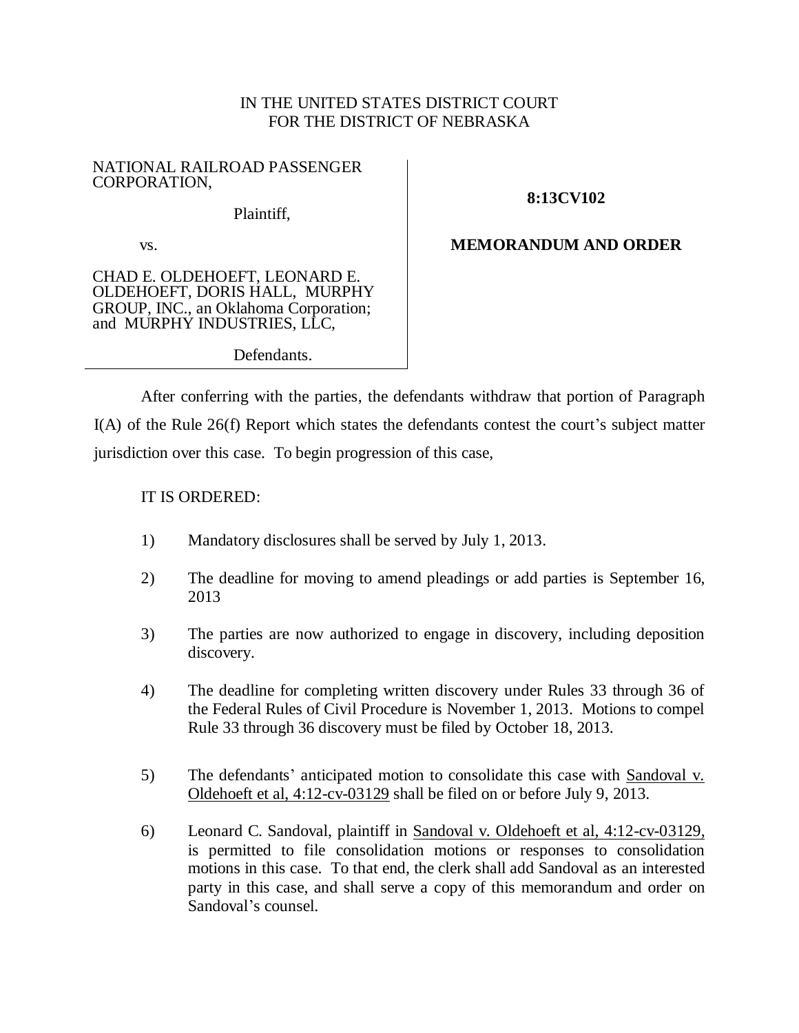IN THE UNITED STATES DISTRICT COURT
FOR THE DISTRICT OF NEBRASKA

NATIONAL RAILROAD PASSENGER CORPORATION,

Plaintiff,

vs.

CHAD E. OLDEHOEFT, LEONARD E. OLDEHOEFT, DORIS HALL, MURPHY GROUP, INC., an Oklahoma Corporation; and MURPHY INDUSTRIES, LLC,

Defendants.

**8:13CV102**

**MEMORANDUM AND ORDER**

After conferring with the parties, the defendants withdraw that portion of Paragraph I(A) of the Rule 26(f) Report which states the defendants contest the court's subject matter jurisdiction over this case. To begin progression of this case,

IT IS ORDERED:

1) Mandatory disclosures shall be served by July 1, 2013.

2) The deadline for moving to amend pleadings or add parties is September 16, 2013

3) The parties are now authorized to engage in discovery, including deposition discovery.

4) The deadline for completing written discovery under Rules 33 through 36 of the Federal Rules of Civil Procedure is November 1, 2013. Motions to compel Rule 33 through 36 discovery must be filed by October 18, 2013.

5) The defendants' anticipated motion to consolidate this case with Sandoval v. Oldehoeft et al, 4:12-cv-03129 shall be filed on or before July 9, 2013.

6) Leonard C. Sandoval, plaintiff in Sandoval v. Oldehoeft et al, 4:12-cv-03129, is permitted to file consolidation motions or responses to consolidation motions in this case. To that end, the clerk shall add Sandoval as an interested party in this case, and shall serve a copy of this memorandum and order on Sandoval's counsel.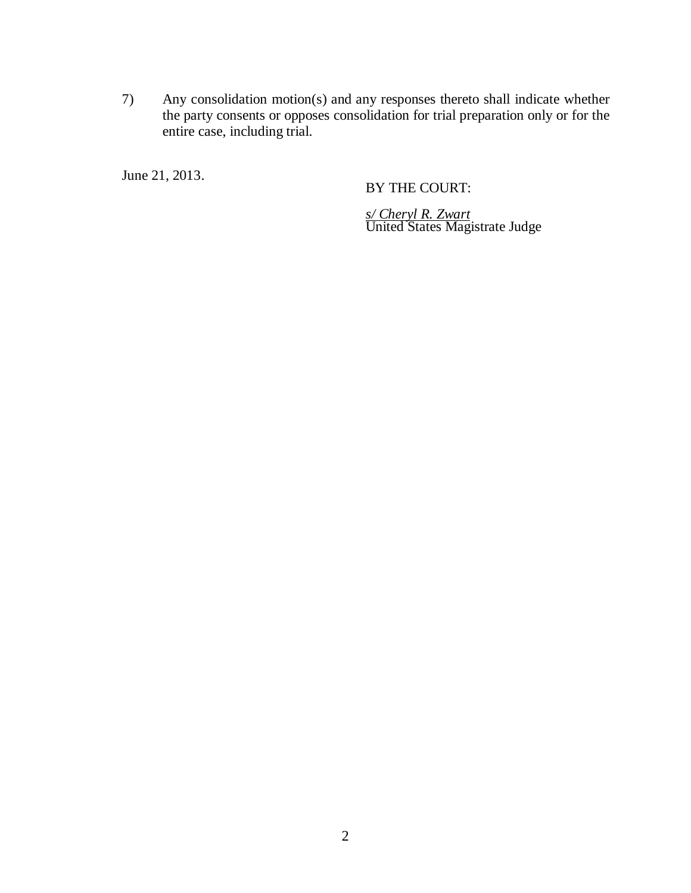7) Any consolidation motion(s) and any responses thereto shall indicate whether the party consents or opposes consolidation for trial preparation only or for the entire case, including trial.

June 21, 2013.

BY THE COURT:

*s/ Cheryl R. Zwart*
United States Magistrate Judge